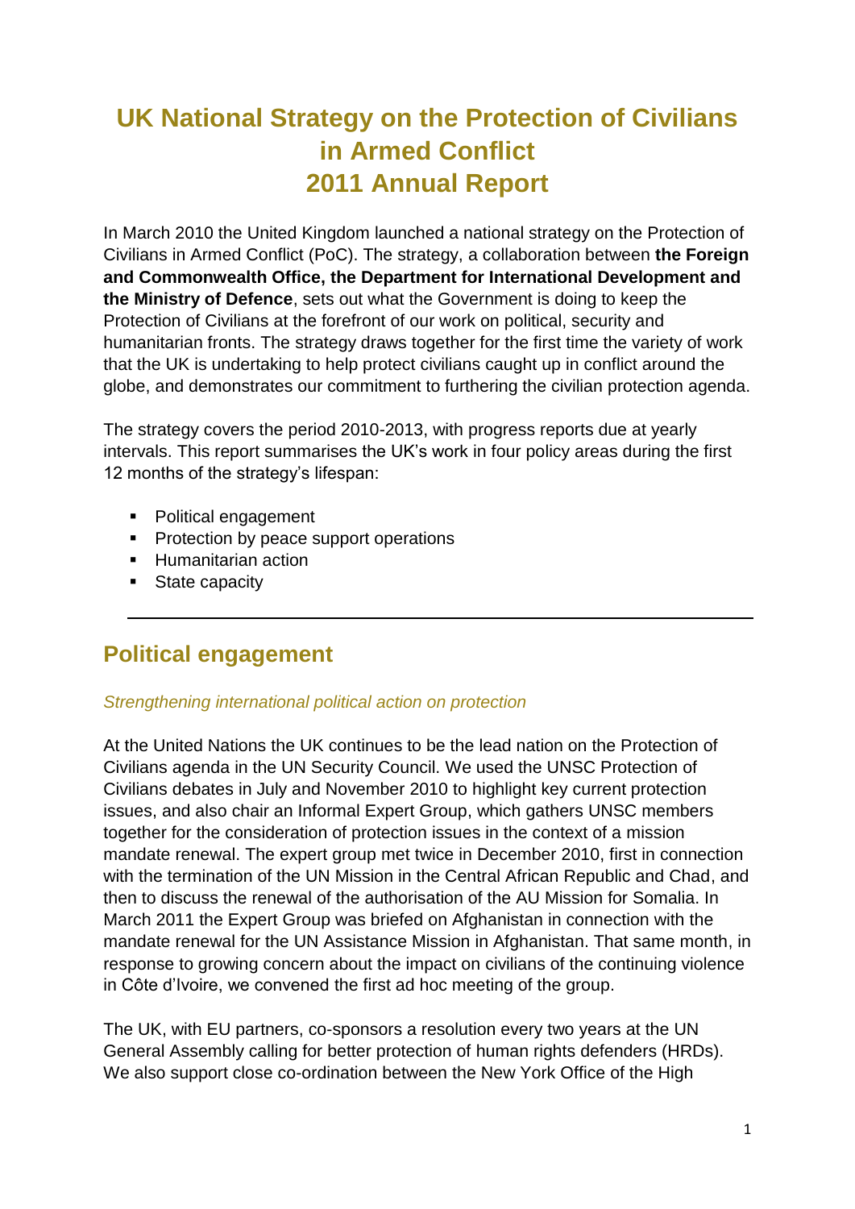# UK National Strategy on the Protection of Civilians in Armed Conflict 2011 Annual Report

In March 2010 the United Kingdom launched a national strategy on the Protection of Civilians in Armed Conflict (PoC). The strategy, a collaboration between **the Foreign and Commonwealth Office, the Department for International Development and the Ministry of Defence**, sets out what the Government is doing to keep the Protection of Civilians at the forefront of our work on political, security and humanitarian fronts. The strategy draws together for the first time the variety of work that the UK is undertaking to help protect civilians caught up in conflict around the globe, and demonstrates our commitment to furthering the civilian protection agenda.

The strategy covers the period 2010-2013, with progress reports due at yearly intervals. This report summarises the UK's work in four policy areas during the first 12 months of the strategy's lifespan:

- Political engagement
- Protection by peace support operations
- Humanitarian action
- State capacity

---

## Political engagement

*Strengthening international political action on protection*

At the United Nations the UK continues to be the lead nation on the Protection of Civilians agenda in the UN Security Council. We used the UNSC Protection of Civilians debates in July and November 2010 to highlight key current protection issues, and also chair an Informal Expert Group, which gathers UNSC members together for the consideration of protection issues in the context of a mission mandate renewal. The expert group met twice in December 2010, first in connection with the termination of the UN Mission in the Central African Republic and Chad, and then to discuss the renewal of the authorisation of the AU Mission for Somalia. In March 2011 the Expert Group was briefed on Afghanistan in connection with the mandate renewal for the UN Assistance Mission in Afghanistan. That same month, in response to growing concern about the impact on civilians of the continuing violence in Côte d'Ivoire, we convened the first ad hoc meeting of the group.

The UK, with EU partners, co-sponsors a resolution every two years at the UN General Assembly calling for better protection of human rights defenders (HRDs). We also support close co-ordination between the New York Office of the High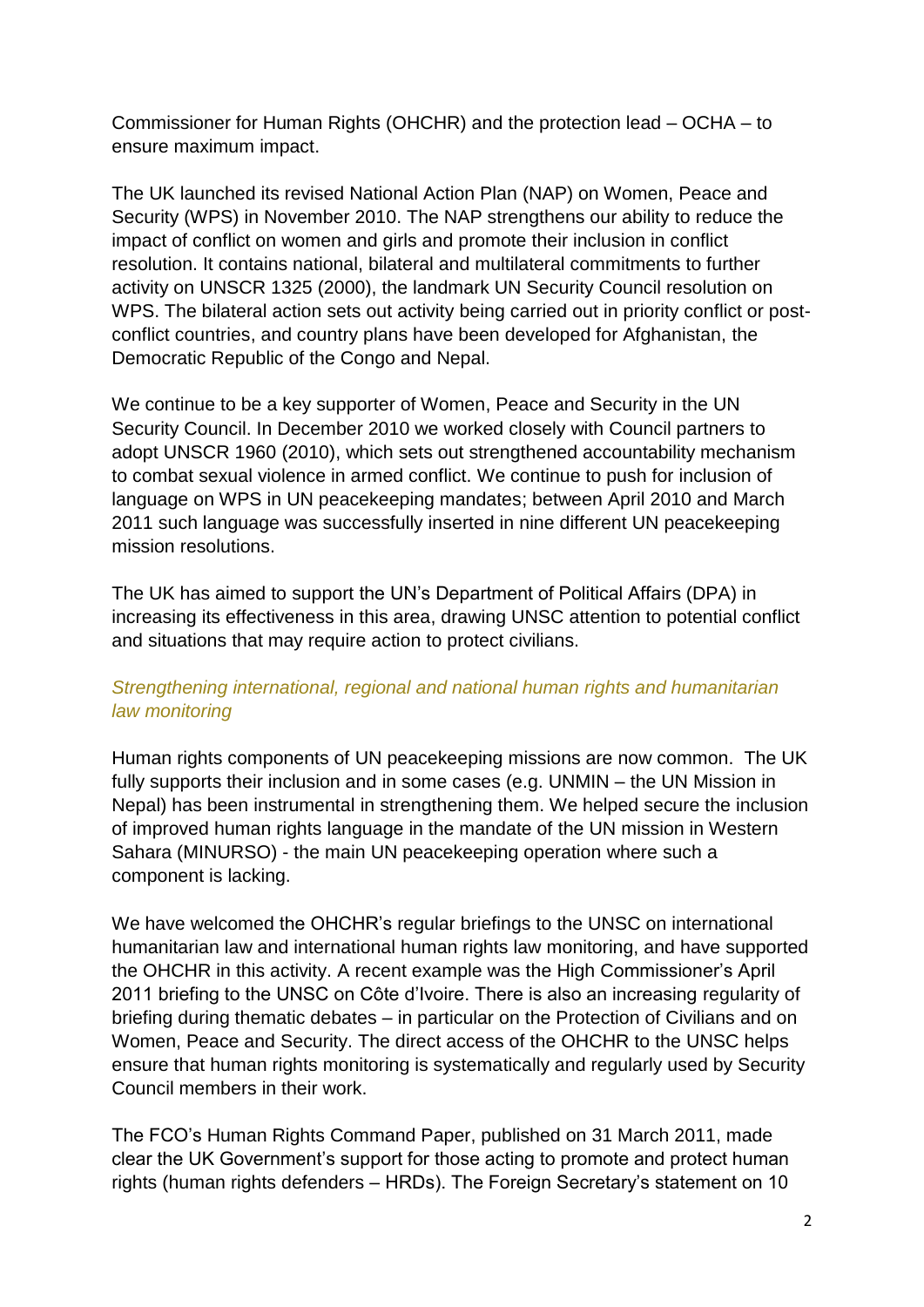Commissioner for Human Rights (OHCHR) and the protection lead – OCHA – to ensure maximum impact.

The UK launched its revised National Action Plan (NAP) on Women, Peace and Security (WPS) in November 2010. The NAP strengthens our ability to reduce the impact of conflict on women and girls and promote their inclusion in conflict resolution. It contains national, bilateral and multilateral commitments to further activity on UNSCR 1325 (2000), the landmark UN Security Council resolution on WPS. The bilateral action sets out activity being carried out in priority conflict or post-conflict countries, and country plans have been developed for Afghanistan, the Democratic Republic of the Congo and Nepal.

We continue to be a key supporter of Women, Peace and Security in the UN Security Council. In December 2010 we worked closely with Council partners to adopt UNSCR 1960 (2010), which sets out strengthened accountability mechanism to combat sexual violence in armed conflict. We continue to push for inclusion of language on WPS in UN peacekeeping mandates; between April 2010 and March 2011 such language was successfully inserted in nine different UN peacekeeping mission resolutions.

The UK has aimed to support the UN's Department of Political Affairs (DPA) in increasing its effectiveness in this area, drawing UNSC attention to potential conflict and situations that may require action to protect civilians.

### *Strengthening international, regional and national human rights and humanitarian law monitoring*

Human rights components of UN peacekeeping missions are now common. The UK fully supports their inclusion and in some cases (e.g. UNMIN – the UN Mission in Nepal) has been instrumental in strengthening them. We helped secure the inclusion of improved human rights language in the mandate of the UN mission in Western Sahara (MINURSO) - the main UN peacekeeping operation where such a component is lacking.

We have welcomed the OHCHR's regular briefings to the UNSC on international humanitarian law and international human rights law monitoring, and have supported the OHCHR in this activity. A recent example was the High Commissioner's April 2011 briefing to the UNSC on Côte d'Ivoire. There is also an increasing regularity of briefing during thematic debates – in particular on the Protection of Civilians and on Women, Peace and Security. The direct access of the OHCHR to the UNSC helps ensure that human rights monitoring is systematically and regularly used by Security Council members in their work.

The FCO's Human Rights Command Paper, published on 31 March 2011, made clear the UK Government's support for those acting to promote and protect human rights (human rights defenders – HRDs). The Foreign Secretary's statement on 10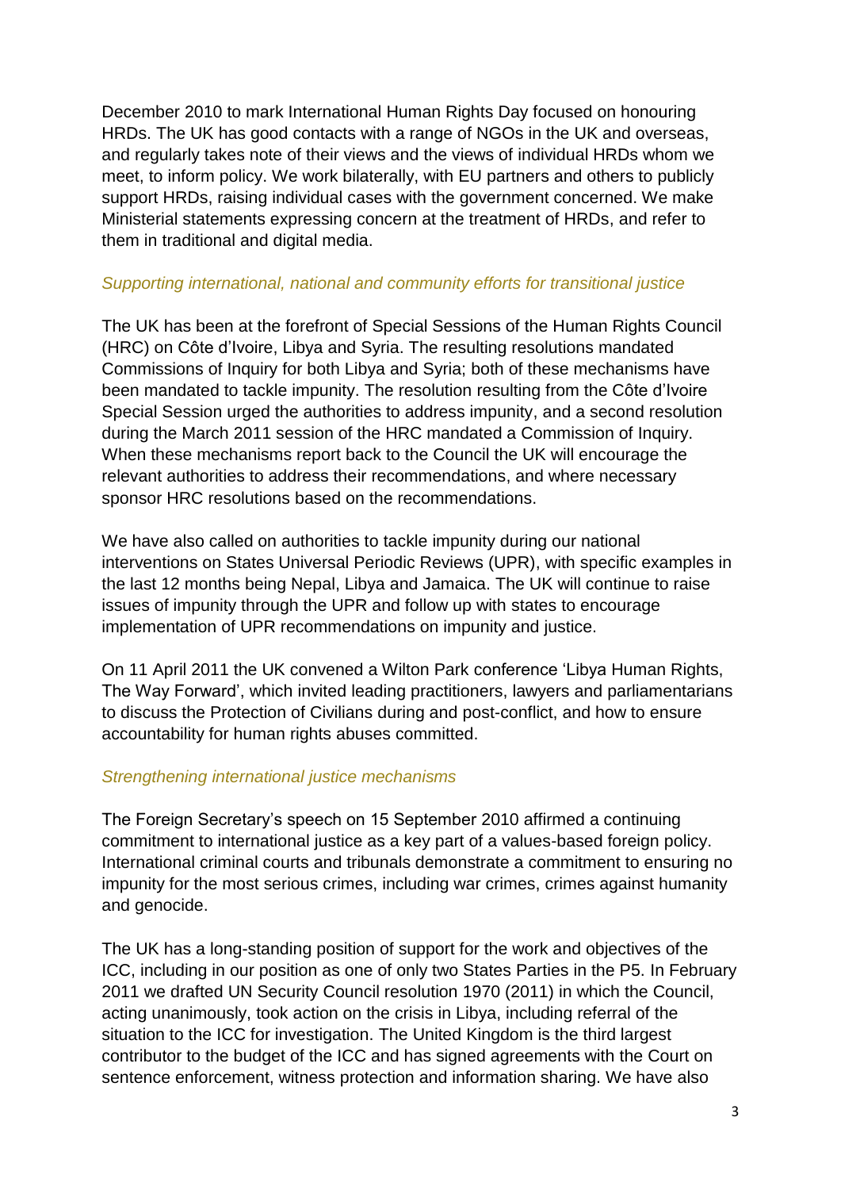December 2010 to mark International Human Rights Day focused on honouring HRDs. The UK has good contacts with a range of NGOs in the UK and overseas, and regularly takes note of their views and the views of individual HRDs whom we meet, to inform policy. We work bilaterally, with EU partners and others to publicly support HRDs, raising individual cases with the government concerned. We make Ministerial statements expressing concern at the treatment of HRDs, and refer to them in traditional and digital media.

*Supporting international, national and community efforts for transitional justice*

The UK has been at the forefront of Special Sessions of the Human Rights Council (HRC) on Côte d'Ivoire, Libya and Syria. The resulting resolutions mandated Commissions of Inquiry for both Libya and Syria; both of these mechanisms have been mandated to tackle impunity. The resolution resulting from the Côte d'Ivoire Special Session urged the authorities to address impunity, and a second resolution during the March 2011 session of the HRC mandated a Commission of Inquiry. When these mechanisms report back to the Council the UK will encourage the relevant authorities to address their recommendations, and where necessary sponsor HRC resolutions based on the recommendations.

We have also called on authorities to tackle impunity during our national interventions on States Universal Periodic Reviews (UPR), with specific examples in the last 12 months being Nepal, Libya and Jamaica. The UK will continue to raise issues of impunity through the UPR and follow up with states to encourage implementation of UPR recommendations on impunity and justice.

On 11 April 2011 the UK convened a Wilton Park conference 'Libya Human Rights, The Way Forward', which invited leading practitioners, lawyers and parliamentarians to discuss the Protection of Civilians during and post-conflict, and how to ensure accountability for human rights abuses committed.

*Strengthening international justice mechanisms*

The Foreign Secretary's speech on 15 September 2010 affirmed a continuing commitment to international justice as a key part of a values-based foreign policy. International criminal courts and tribunals demonstrate a commitment to ensuring no impunity for the most serious crimes, including war crimes, crimes against humanity and genocide.

The UK has a long-standing position of support for the work and objectives of the ICC, including in our position as one of only two States Parties in the P5. In February 2011 we drafted UN Security Council resolution 1970 (2011) in which the Council, acting unanimously, took action on the crisis in Libya, including referral of the situation to the ICC for investigation. The United Kingdom is the third largest contributor to the budget of the ICC and has signed agreements with the Court on sentence enforcement, witness protection and information sharing. We have also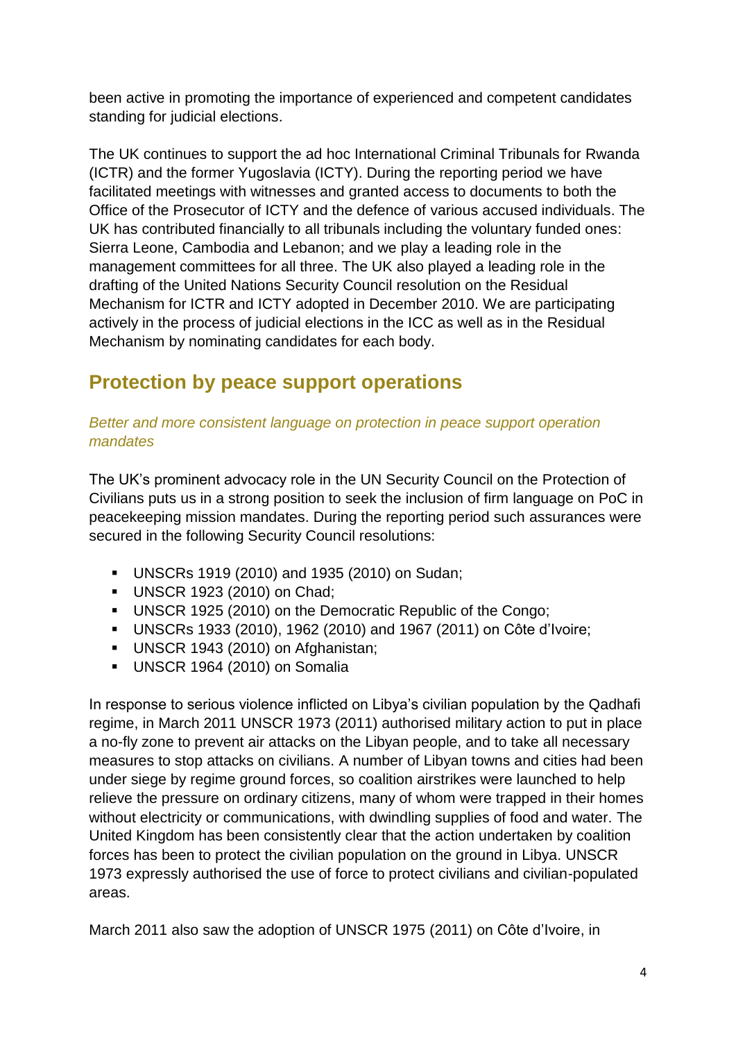been active in promoting the importance of experienced and competent candidates standing for judicial elections.

The UK continues to support the ad hoc International Criminal Tribunals for Rwanda (ICTR) and the former Yugoslavia (ICTY). During the reporting period we have facilitated meetings with witnesses and granted access to documents to both the Office of the Prosecutor of ICTY and the defence of various accused individuals. The UK has contributed financially to all tribunals including the voluntary funded ones: Sierra Leone, Cambodia and Lebanon; and we play a leading role in the management committees for all three. The UK also played a leading role in the drafting of the United Nations Security Council resolution on the Residual Mechanism for ICTR and ICTY adopted in December 2010. We are participating actively in the process of judicial elections in the ICC as well as in the Residual Mechanism by nominating candidates for each body.

## Protection by peace support operations

### *Better and more consistent language on protection in peace support operation mandates*

The UK's prominent advocacy role in the UN Security Council on the Protection of Civilians puts us in a strong position to seek the inclusion of firm language on PoC in peacekeeping mission mandates. During the reporting period such assurances were secured in the following Security Council resolutions:

- UNSCRs 1919 (2010) and 1935 (2010) on Sudan;
- UNSCR 1923 (2010) on Chad;
- UNSCR 1925 (2010) on the Democratic Republic of the Congo;
- UNSCRs 1933 (2010), 1962 (2010) and 1967 (2011) on Côte d'Ivoire;
- UNSCR 1943 (2010) on Afghanistan;
- UNSCR 1964 (2010) on Somalia

In response to serious violence inflicted on Libya's civilian population by the Qadhafi regime, in March 2011 UNSCR 1973 (2011) authorised military action to put in place a no-fly zone to prevent air attacks on the Libyan people, and to take all necessary measures to stop attacks on civilians. A number of Libyan towns and cities had been under siege by regime ground forces, so coalition airstrikes were launched to help relieve the pressure on ordinary citizens, many of whom were trapped in their homes without electricity or communications, with dwindling supplies of food and water. The United Kingdom has been consistently clear that the action undertaken by coalition forces has been to protect the civilian population on the ground in Libya. UNSCR 1973 expressly authorised the use of force to protect civilians and civilian-populated areas.

March 2011 also saw the adoption of UNSCR 1975 (2011) on Côte d'Ivoire, in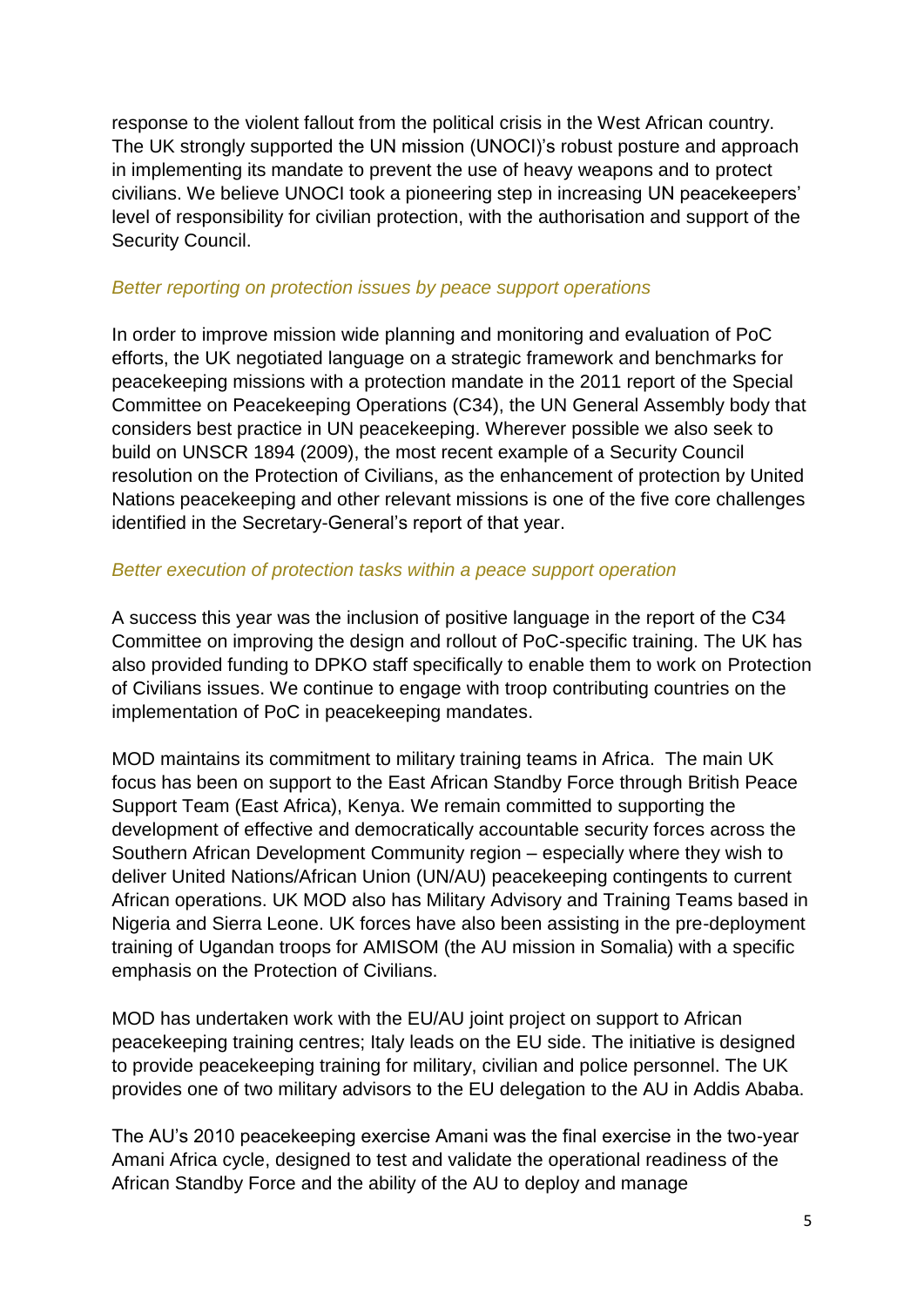response to the violent fallout from the political crisis in the West African country. The UK strongly supported the UN mission (UNOCI)'s robust posture and approach in implementing its mandate to prevent the use of heavy weapons and to protect civilians. We believe UNOCI took a pioneering step in increasing UN peacekeepers' level of responsibility for civilian protection, with the authorisation and support of the Security Council.

*Better reporting on protection issues by peace support operations*

In order to improve mission wide planning and monitoring and evaluation of PoC efforts, the UK negotiated language on a strategic framework and benchmarks for peacekeeping missions with a protection mandate in the 2011 report of the Special Committee on Peacekeeping Operations (C34), the UN General Assembly body that considers best practice in UN peacekeeping. Wherever possible we also seek to build on UNSCR 1894 (2009), the most recent example of a Security Council resolution on the Protection of Civilians, as the enhancement of protection by United Nations peacekeeping and other relevant missions is one of the five core challenges identified in the Secretary-General's report of that year.

*Better execution of protection tasks within a peace support operation*

A success this year was the inclusion of positive language in the report of the C34 Committee on improving the design and rollout of PoC-specific training. The UK has also provided funding to DPKO staff specifically to enable them to work on Protection of Civilians issues. We continue to engage with troop contributing countries on the implementation of PoC in peacekeeping mandates.

MOD maintains its commitment to military training teams in Africa. The main UK focus has been on support to the East African Standby Force through British Peace Support Team (East Africa), Kenya. We remain committed to supporting the development of effective and democratically accountable security forces across the Southern African Development Community region – especially where they wish to deliver United Nations/African Union (UN/AU) peacekeeping contingents to current African operations. UK MOD also has Military Advisory and Training Teams based in Nigeria and Sierra Leone. UK forces have also been assisting in the pre-deployment training of Ugandan troops for AMISOM (the AU mission in Somalia) with a specific emphasis on the Protection of Civilians.

MOD has undertaken work with the EU/AU joint project on support to African peacekeeping training centres; Italy leads on the EU side. The initiative is designed to provide peacekeeping training for military, civilian and police personnel. The UK provides one of two military advisors to the EU delegation to the AU in Addis Ababa.

The AU's 2010 peacekeeping exercise Amani was the final exercise in the two-year Amani Africa cycle, designed to test and validate the operational readiness of the African Standby Force and the ability of the AU to deploy and manage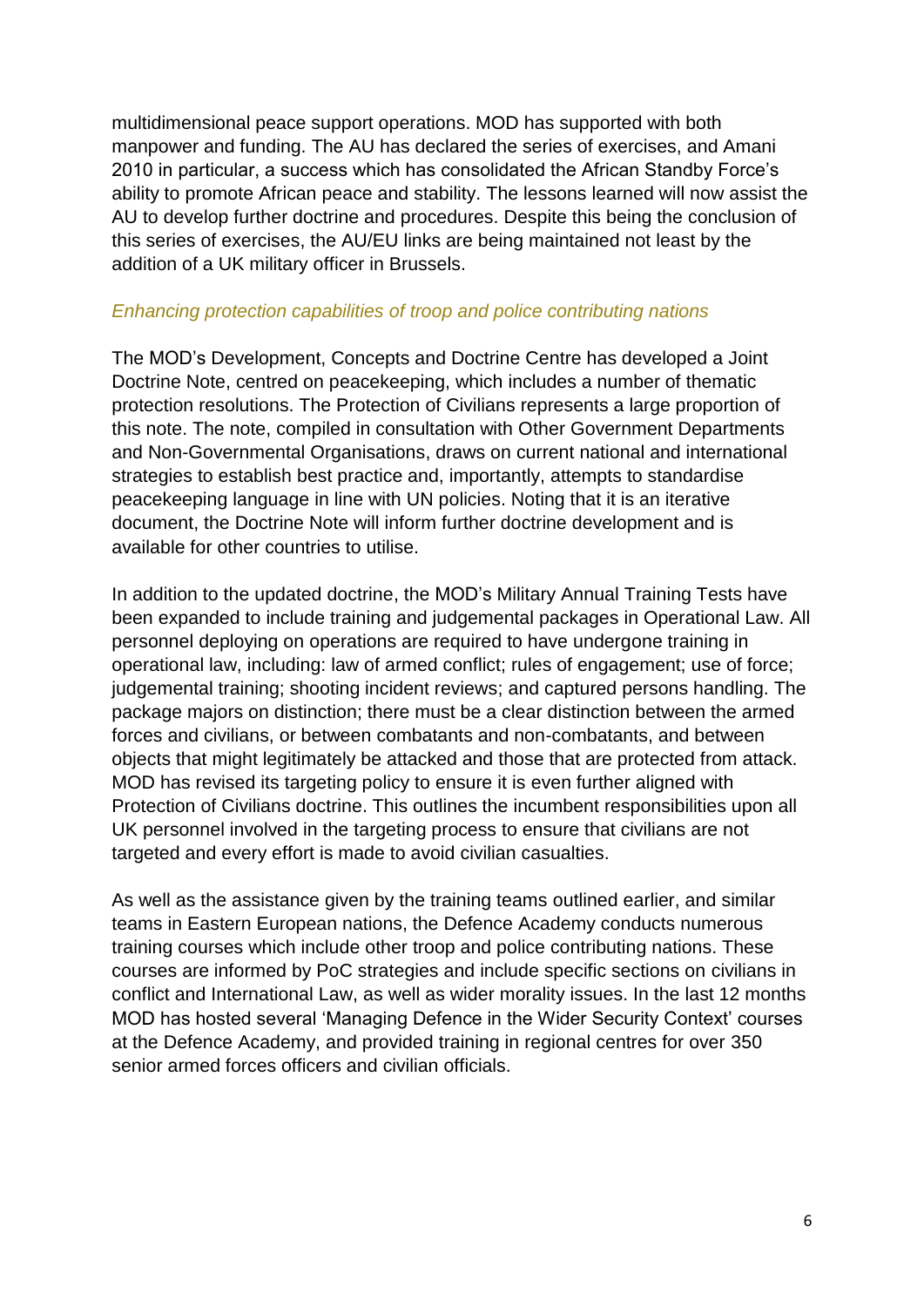multidimensional peace support operations. MOD has supported with both manpower and funding. The AU has declared the series of exercises, and Amani 2010 in particular, a success which has consolidated the African Standby Force's ability to promote African peace and stability. The lessons learned will now assist the AU to develop further doctrine and procedures. Despite this being the conclusion of this series of exercises, the AU/EU links are being maintained not least by the addition of a UK military officer in Brussels.

### *Enhancing protection capabilities of troop and police contributing nations*

The MOD's Development, Concepts and Doctrine Centre has developed a Joint Doctrine Note, centred on peacekeeping, which includes a number of thematic protection resolutions. The Protection of Civilians represents a large proportion of this note. The note, compiled in consultation with Other Government Departments and Non-Governmental Organisations, draws on current national and international strategies to establish best practice and, importantly, attempts to standardise peacekeeping language in line with UN policies. Noting that it is an iterative document, the Doctrine Note will inform further doctrine development and is available for other countries to utilise.

In addition to the updated doctrine, the MOD's Military Annual Training Tests have been expanded to include training and judgemental packages in Operational Law. All personnel deploying on operations are required to have undergone training in operational law, including: law of armed conflict; rules of engagement; use of force; judgemental training; shooting incident reviews; and captured persons handling. The package majors on distinction; there must be a clear distinction between the armed forces and civilians, or between combatants and non-combatants, and between objects that might legitimately be attacked and those that are protected from attack. MOD has revised its targeting policy to ensure it is even further aligned with Protection of Civilians doctrine. This outlines the incumbent responsibilities upon all UK personnel involved in the targeting process to ensure that civilians are not targeted and every effort is made to avoid civilian casualties.

As well as the assistance given by the training teams outlined earlier, and similar teams in Eastern European nations, the Defence Academy conducts numerous training courses which include other troop and police contributing nations. These courses are informed by PoC strategies and include specific sections on civilians in conflict and International Law, as well as wider morality issues. In the last 12 months MOD has hosted several 'Managing Defence in the Wider Security Context' courses at the Defence Academy, and provided training in regional centres for over 350 senior armed forces officers and civilian officials.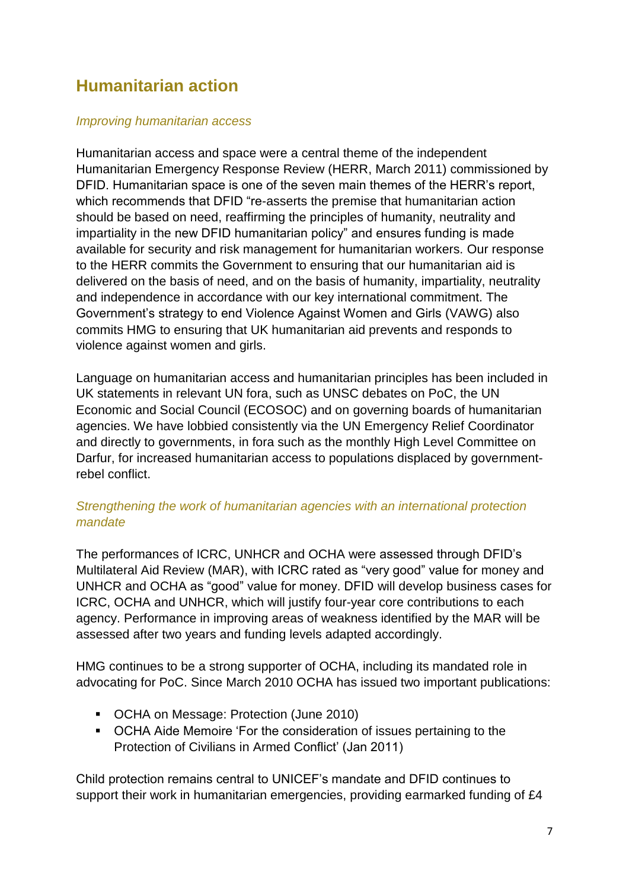## Humanitarian action

### *Improving humanitarian access*

Humanitarian access and space were a central theme of the independent Humanitarian Emergency Response Review (HERR, March 2011) commissioned by DFID. Humanitarian space is one of the seven main themes of the HERR's report, which recommends that DFID "re-asserts the premise that humanitarian action should be based on need, reaffirming the principles of humanity, neutrality and impartiality in the new DFID humanitarian policy" and ensures funding is made available for security and risk management for humanitarian workers. Our response to the HERR commits the Government to ensuring that our humanitarian aid is delivered on the basis of need, and on the basis of humanity, impartiality, neutrality and independence in accordance with our key international commitment. The Government's strategy to end Violence Against Women and Girls (VAWG) also commits HMG to ensuring that UK humanitarian aid prevents and responds to violence against women and girls.

Language on humanitarian access and humanitarian principles has been included in UK statements in relevant UN fora, such as UNSC debates on PoC, the UN Economic and Social Council (ECOSOC) and on governing boards of humanitarian agencies. We have lobbied consistently via the UN Emergency Relief Coordinator and directly to governments, in fora such as the monthly High Level Committee on Darfur, for increased humanitarian access to populations displaced by government-rebel conflict.

### *Strengthening the work of humanitarian agencies with an international protection mandate*

The performances of ICRC, UNHCR and OCHA were assessed through DFID's Multilateral Aid Review (MAR), with ICRC rated as "very good" value for money and UNHCR and OCHA as "good" value for money. DFID will develop business cases for ICRC, OCHA and UNHCR, which will justify four-year core contributions to each agency. Performance in improving areas of weakness identified by the MAR will be assessed after two years and funding levels adapted accordingly.

HMG continues to be a strong supporter of OCHA, including its mandated role in advocating for PoC. Since March 2010 OCHA has issued two important publications:

- OCHA on Message: Protection (June 2010)
- OCHA Aide Memoire 'For the consideration of issues pertaining to the Protection of Civilians in Armed Conflict' (Jan 2011)

Child protection remains central to UNICEF's mandate and DFID continues to support their work in humanitarian emergencies, providing earmarked funding of £4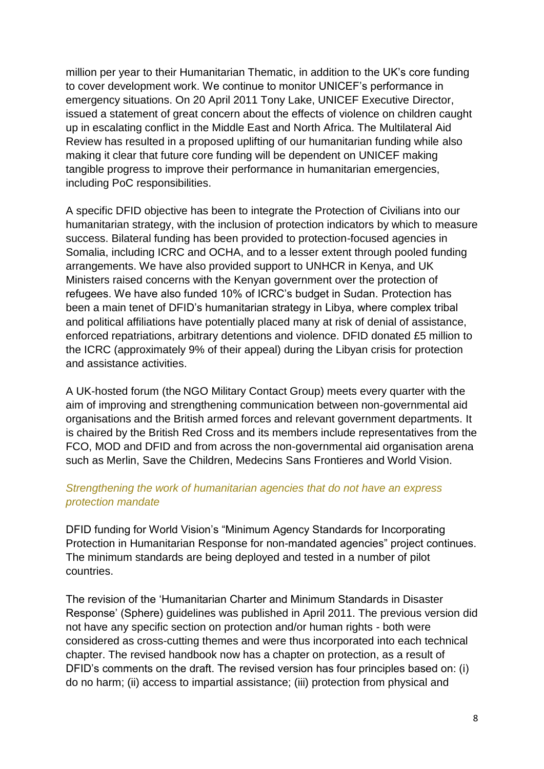million per year to their Humanitarian Thematic, in addition to the UK's core funding to cover development work. We continue to monitor UNICEF's performance in emergency situations. On 20 April 2011 Tony Lake, UNICEF Executive Director, issued a statement of great concern about the effects of violence on children caught up in escalating conflict in the Middle East and North Africa. The Multilateral Aid Review has resulted in a proposed uplifting of our humanitarian funding while also making it clear that future core funding will be dependent on UNICEF making tangible progress to improve their performance in humanitarian emergencies, including PoC responsibilities.

A specific DFID objective has been to integrate the Protection of Civilians into our humanitarian strategy, with the inclusion of protection indicators by which to measure success. Bilateral funding has been provided to protection-focused agencies in Somalia, including ICRC and OCHA, and to a lesser extent through pooled funding arrangements. We have also provided support to UNHCR in Kenya, and UK Ministers raised concerns with the Kenyan government over the protection of refugees. We have also funded 10% of ICRC's budget in Sudan. Protection has been a main tenet of DFID's humanitarian strategy in Libya, where complex tribal and political affiliations have potentially placed many at risk of denial of assistance, enforced repatriations, arbitrary detentions and violence. DFID donated £5 million to the ICRC (approximately 9% of their appeal) during the Libyan crisis for protection and assistance activities.

A UK-hosted forum (the NGO Military Contact Group) meets every quarter with the aim of improving and strengthening communication between non-governmental aid organisations and the British armed forces and relevant government departments. It is chaired by the British Red Cross and its members include representatives from the FCO, MOD and DFID and from across the non-governmental aid organisation arena such as Merlin, Save the Children, Medecins Sans Frontieres and World Vision.

### *Strengthening the work of humanitarian agencies that do not have an express protection mandate*

DFID funding for World Vision's "Minimum Agency Standards for Incorporating Protection in Humanitarian Response for non-mandated agencies" project continues. The minimum standards are being deployed and tested in a number of pilot countries.

The revision of the 'Humanitarian Charter and Minimum Standards in Disaster Response' (Sphere) guidelines was published in April 2011. The previous version did not have any specific section on protection and/or human rights - both were considered as cross-cutting themes and were thus incorporated into each technical chapter. The revised handbook now has a chapter on protection, as a result of DFID's comments on the draft. The revised version has four principles based on: (i) do no harm; (ii) access to impartial assistance; (iii) protection from physical and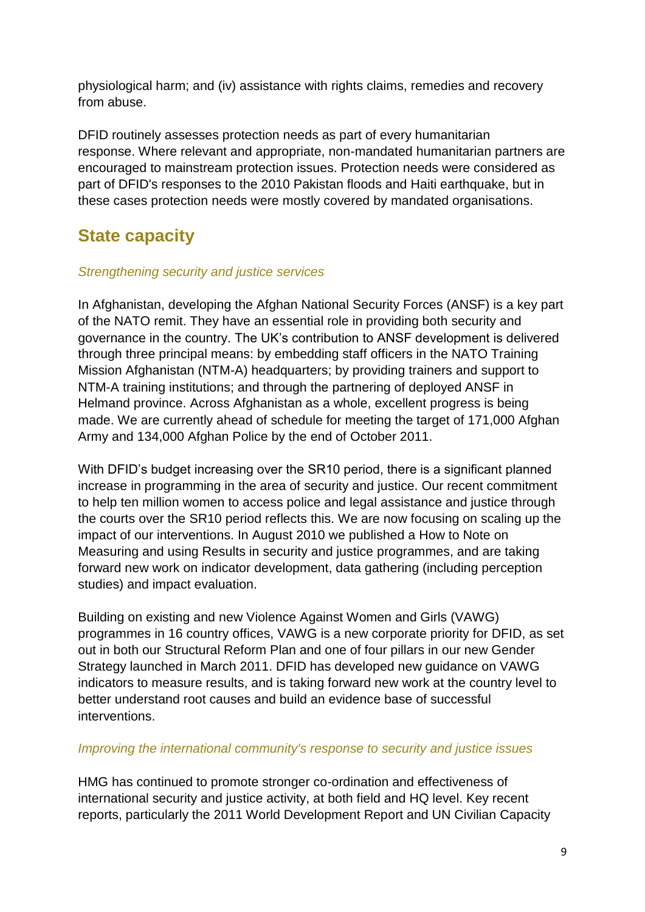physiological harm; and (iv) assistance with rights claims, remedies and recovery from abuse.

DFID routinely assesses protection needs as part of every humanitarian response. Where relevant and appropriate, non-mandated humanitarian partners are encouraged to mainstream protection issues. Protection needs were considered as part of DFID's responses to the 2010 Pakistan floods and Haiti earthquake, but in these cases protection needs were mostly covered by mandated organisations.

## State capacity

*Strengthening security and justice services*

In Afghanistan, developing the Afghan National Security Forces (ANSF) is a key part of the NATO remit. They have an essential role in providing both security and governance in the country. The UK's contribution to ANSF development is delivered through three principal means: by embedding staff officers in the NATO Training Mission Afghanistan (NTM-A) headquarters; by providing trainers and support to NTM-A training institutions; and through the partnering of deployed ANSF in Helmand province. Across Afghanistan as a whole, excellent progress is being made. We are currently ahead of schedule for meeting the target of 171,000 Afghan Army and 134,000 Afghan Police by the end of October 2011.

With DFID's budget increasing over the SR10 period, there is a significant planned increase in programming in the area of security and justice. Our recent commitment to help ten million women to access police and legal assistance and justice through the courts over the SR10 period reflects this. We are now focusing on scaling up the impact of our interventions. In August 2010 we published a How to Note on Measuring and using Results in security and justice programmes, and are taking forward new work on indicator development, data gathering (including perception studies) and impact evaluation.

Building on existing and new Violence Against Women and Girls (VAWG) programmes in 16 country offices, VAWG is a new corporate priority for DFID, as set out in both our Structural Reform Plan and one of four pillars in our new Gender Strategy launched in March 2011. DFID has developed new guidance on VAWG indicators to measure results, and is taking forward new work at the country level to better understand root causes and build an evidence base of successful interventions.

*Improving the international community's response to security and justice issues*

HMG has continued to promote stronger co-ordination and effectiveness of international security and justice activity, at both field and HQ level. Key recent reports, particularly the 2011 World Development Report and UN Civilian Capacity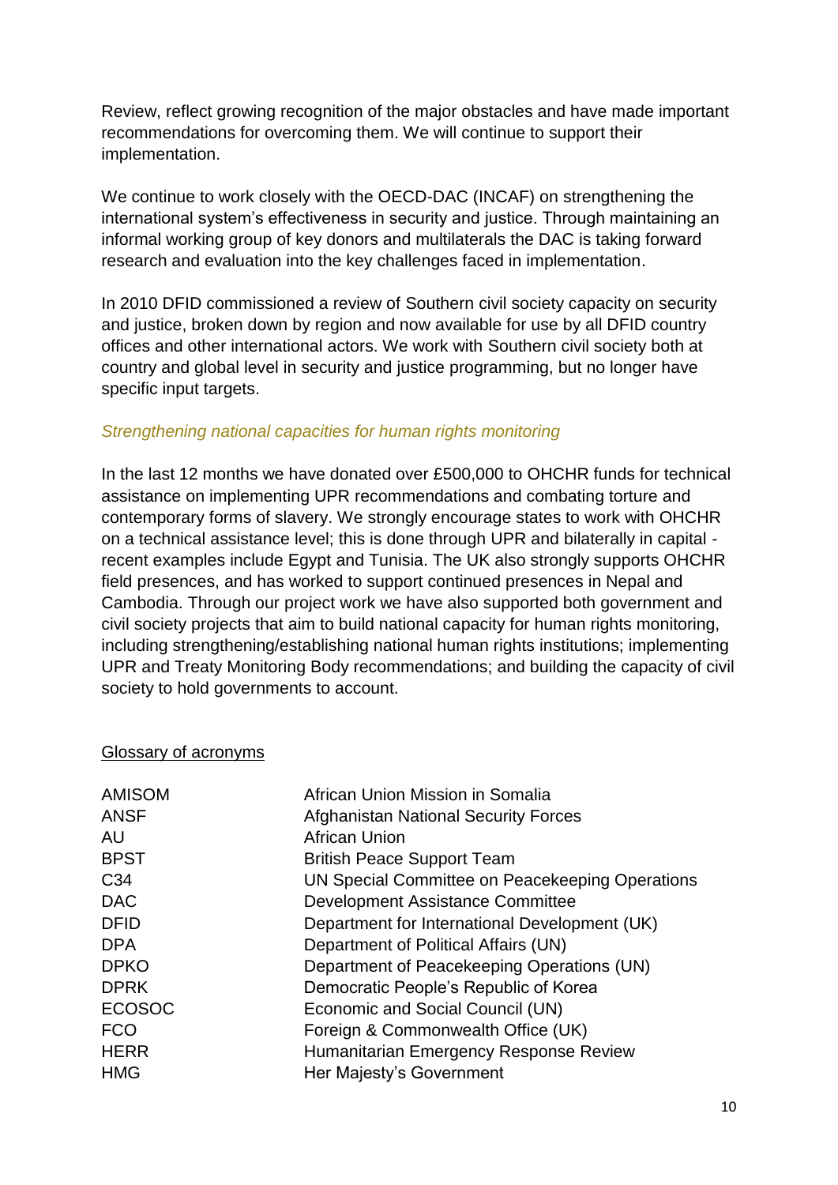Review, reflect growing recognition of the major obstacles and have made important recommendations for overcoming them. We will continue to support their implementation.

We continue to work closely with the OECD-DAC (INCAF) on strengthening the international system's effectiveness in security and justice. Through maintaining an informal working group of key donors and multilaterals the DAC is taking forward research and evaluation into the key challenges faced in implementation.

In 2010 DFID commissioned a review of Southern civil society capacity on security and justice, broken down by region and now available for use by all DFID country offices and other international actors. We work with Southern civil society both at country and global level in security and justice programming, but no longer have specific input targets.

*Strengthening national capacities for human rights monitoring*

In the last 12 months we have donated over £500,000 to OHCHR funds for technical assistance on implementing UPR recommendations and combating torture and contemporary forms of slavery. We strongly encourage states to work with OHCHR on a technical assistance level; this is done through UPR and bilaterally in capital - recent examples include Egypt and Tunisia. The UK also strongly supports OHCHR field presences, and has worked to support continued presences in Nepal and Cambodia. Through our project work we have also supported both government and civil society projects that aim to build national capacity for human rights monitoring, including strengthening/establishing national human rights institutions; implementing UPR and Treaty Monitoring Body recommendations; and building the capacity of civil society to hold governments to account.

<u>Glossary of acronyms</u>

| | |
|---|---|
| AMISOM | African Union Mission in Somalia |
| ANSF | Afghanistan National Security Forces |
| AU | African Union |
| BPST | British Peace Support Team |
| C34 | UN Special Committee on Peacekeeping Operations |
| DAC | Development Assistance Committee |
| DFID | Department for International Development (UK) |
| DPA | Department of Political Affairs (UN) |
| DPKO | Department of Peacekeeping Operations (UN) |
| DPRK | Democratic People's Republic of Korea |
| ECOSOC | Economic and Social Council (UN) |
| FCO | Foreign & Commonwealth Office (UK) |
| HERR | Humanitarian Emergency Response Review |
| HMG | Her Majesty's Government |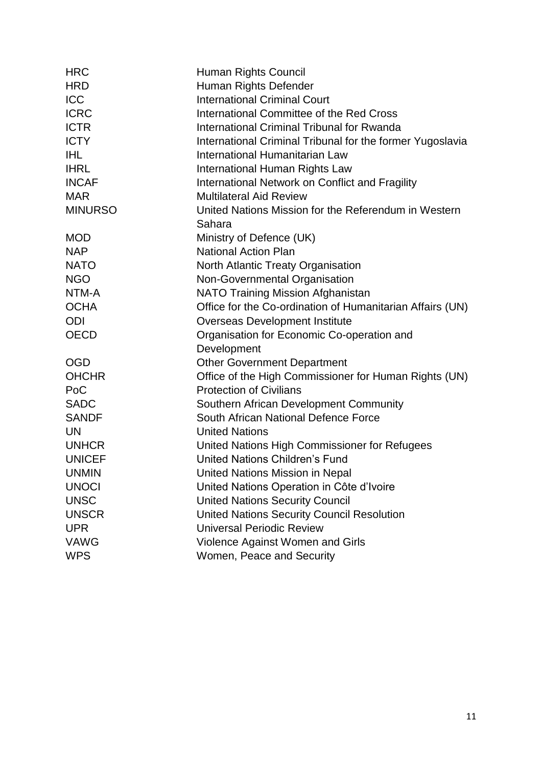| | |
|---|---|
| HRC | Human Rights Council |
| HRD | Human Rights Defender |
| ICC | International Criminal Court |
| ICRC | International Committee of the Red Cross |
| ICTR | International Criminal Tribunal for Rwanda |
| ICTY | International Criminal Tribunal for the former Yugoslavia |
| IHL | International Humanitarian Law |
| IHRL | International Human Rights Law |
| INCAF | International Network on Conflict and Fragility |
| MAR | Multilateral Aid Review |
| MINURSO | United Nations Mission for the Referendum in Western Sahara |
| MOD | Ministry of Defence (UK) |
| NAP | National Action Plan |
| NATO | North Atlantic Treaty Organisation |
| NGO | Non-Governmental Organisation |
| NTM-A | NATO Training Mission Afghanistan |
| OCHA | Office for the Co-ordination of Humanitarian Affairs (UN) |
| ODI | Overseas Development Institute |
| OECD | Organisation for Economic Co-operation and Development |
| OGD | Other Government Department |
| OHCHR | Office of the High Commissioner for Human Rights (UN) |
| PoC | Protection of Civilians |
| SADC | Southern African Development Community |
| SANDF | South African National Defence Force |
| UN | United Nations |
| UNHCR | United Nations High Commissioner for Refugees |
| UNICEF | United Nations Children's Fund |
| UNMIN | United Nations Mission in Nepal |
| UNOCI | United Nations Operation in Côte d'Ivoire |
| UNSC | United Nations Security Council |
| UNSCR | United Nations Security Council Resolution |
| UPR | Universal Periodic Review |
| VAWG | Violence Against Women and Girls |
| WPS | Women, Peace and Security |